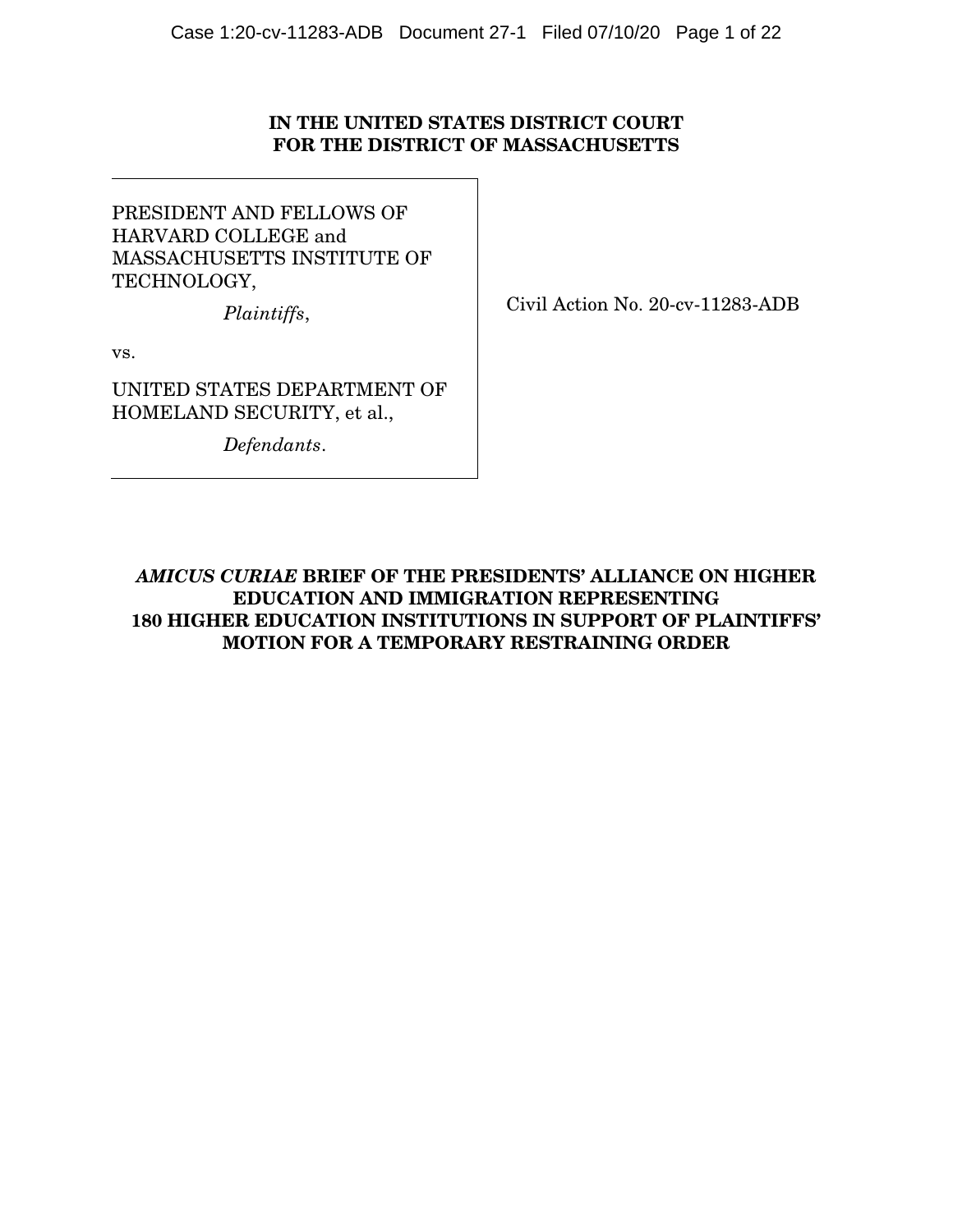**IN THE UNITED STATES DISTRICT COURT**
**FOR THE DISTRICT OF MASSACHUSETTS**

PRESIDENT AND FELLOWS OF HARVARD COLLEGE and MASSACHUSETTS INSTITUTE OF TECHNOLOGY,

*Plaintiffs*,

vs.

UNITED STATES DEPARTMENT OF HOMELAND SECURITY, et al.,

*Defendants*.

Civil Action No. 20-cv-11283-ADB

**_AMICUS CURIAE_ BRIEF OF THE PRESIDENTS' ALLIANCE ON HIGHER EDUCATION AND IMMIGRATION REPRESENTING 180 HIGHER EDUCATION INSTITUTIONS IN SUPPORT OF PLAINTIFFS' MOTION FOR A TEMPORARY RESTRAINING ORDER**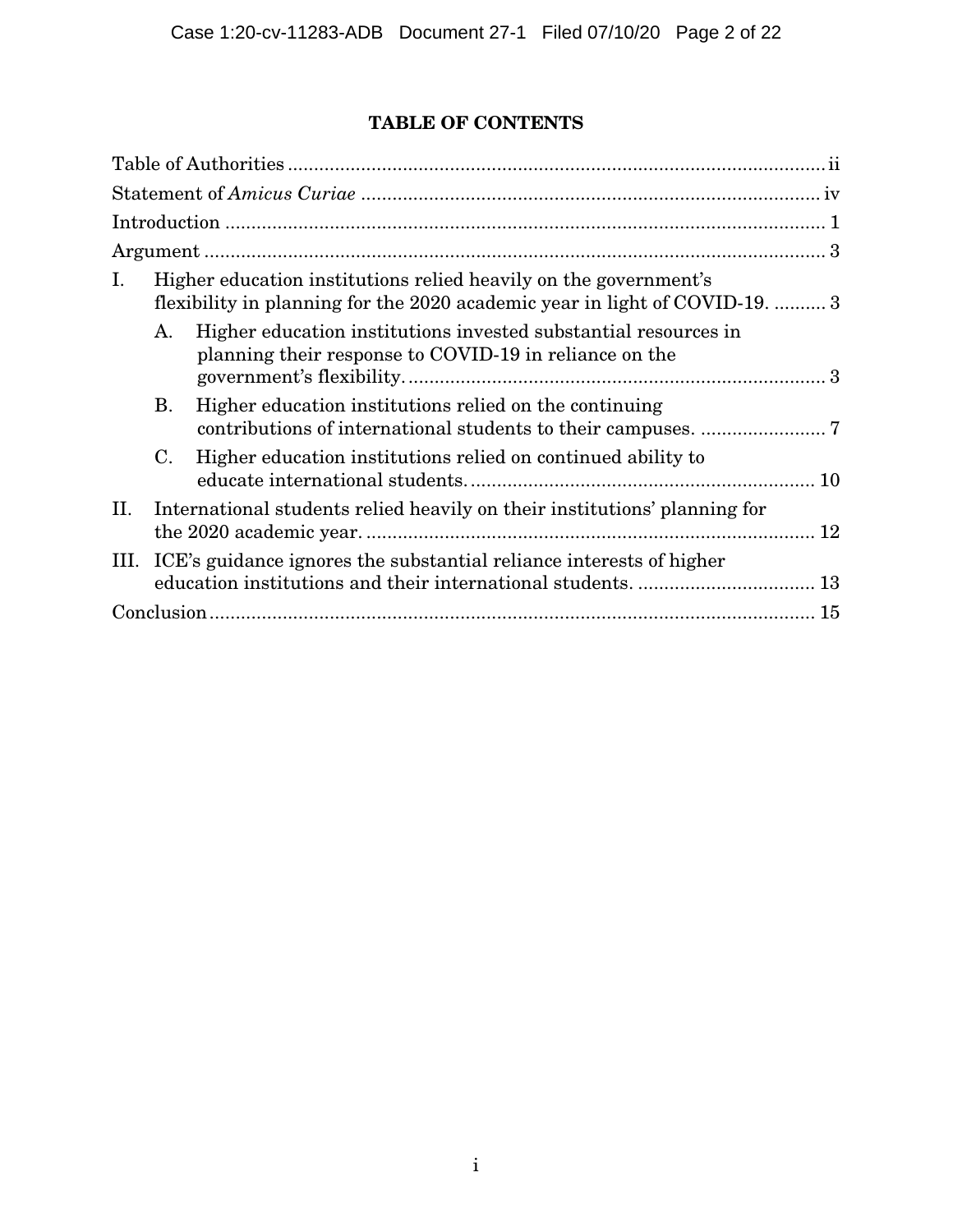# TABLE OF CONTENTS

Table of Authorities ........................................................................................................ ii

Statement of *Amicus Curiae* ......................................................................................... iv

Introduction .................................................................................................................... 1

Argument ........................................................................................................................ 3

I. Higher education institutions relied heavily on the government's flexibility in planning for the 2020 academic year in light of COVID-19. .......... 3

   A. Higher education institutions invested substantial resources in planning their response to COVID-19 in reliance on the government's flexibility. .................................................................................. 3

   B. Higher education institutions relied on the continuing contributions of international students to their campuses. ........................ 7

   C. Higher education institutions relied on continued ability to educate international students. ................................................................... 10

II. International students relied heavily on their institutions' planning for the 2020 academic year. ....................................................................................... 12

III. ICE's guidance ignores the substantial reliance interests of higher education institutions and their international students. .................................. 13

Conclusion ..................................................................................................................... 15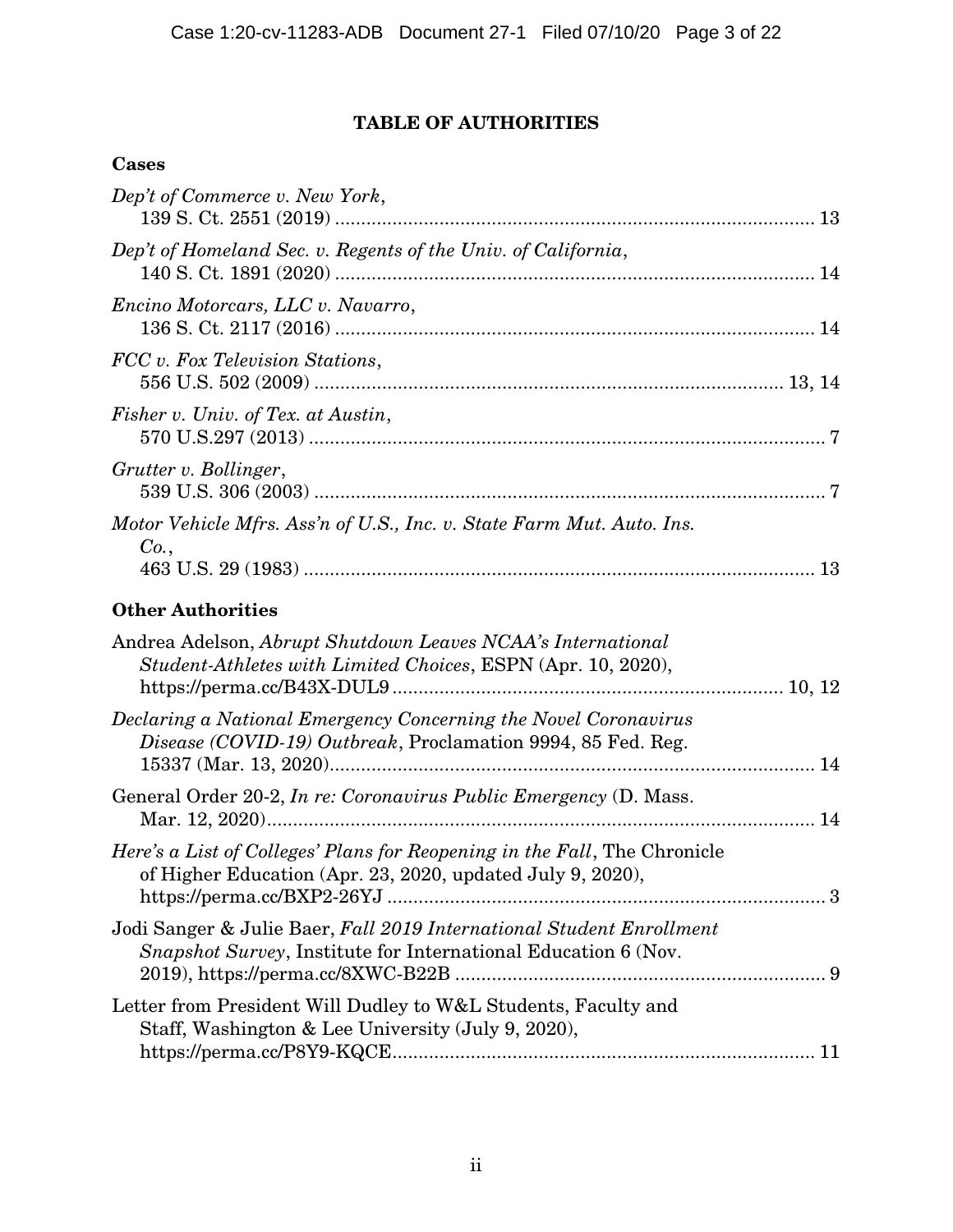## TABLE OF AUTHORITIES

### Cases

*Dep't of Commerce v. New York*,
139 S. Ct. 2551 (2019) .......................................................................................... 13

*Dep't of Homeland Sec. v. Regents of the Univ. of California*,
140 S. Ct. 1891 (2020) .......................................................................................... 14

*Encino Motorcars, LLC v. Navarro*,
136 S. Ct. 2117 (2016) .......................................................................................... 14

*FCC v. Fox Television Stations*,
556 U.S. 502 (2009) ........................................................................................ 13, 14

*Fisher v. Univ. of Tex. at Austin*,
570 U.S.297 (2013) .................................................................................................. 7

*Grutter v. Bollinger*,
539 U.S. 306 (2003) ................................................................................................. 7

*Motor Vehicle Mfrs. Ass'n of U.S., Inc. v. State Farm Mut. Auto. Ins. Co.*,
463 U.S. 29 (1983) ................................................................................................. 13

### Other Authorities

Andrea Adelson, *Abrupt Shutdown Leaves NCAA's International Student-Athletes with Limited Choices*, ESPN (Apr. 10, 2020), https://perma.cc/B43X-DUL9 .......................................................................... 10, 12

*Declaring a National Emergency Concerning the Novel Coronavirus Disease (COVID-19) Outbreak*, Proclamation 9994, 85 Fed. Reg. 15337 (Mar. 13, 2020)............................................................................................ 14

General Order 20-2, *In re: Coronavirus Public Emergency* (D. Mass. Mar. 12, 2020)........................................................................................................ 14

*Here's a List of Colleges' Plans for Reopening in the Fall*, The Chronicle of Higher Education (Apr. 23, 2020, updated July 9, 2020), https://perma.cc/BXP2-26YJ .................................................................................... 3

Jodi Sanger & Julie Baer, *Fall 2019 International Student Enrollment Snapshot Survey*, Institute for International Education 6 (Nov. 2019), https://perma.cc/8XWC-B22B ....................................................................... 9

Letter from President Will Dudley to W&L Students, Faculty and Staff, Washington & Lee University (July 9, 2020), https://perma.cc/P8Y9-KQCE................................................................................ 11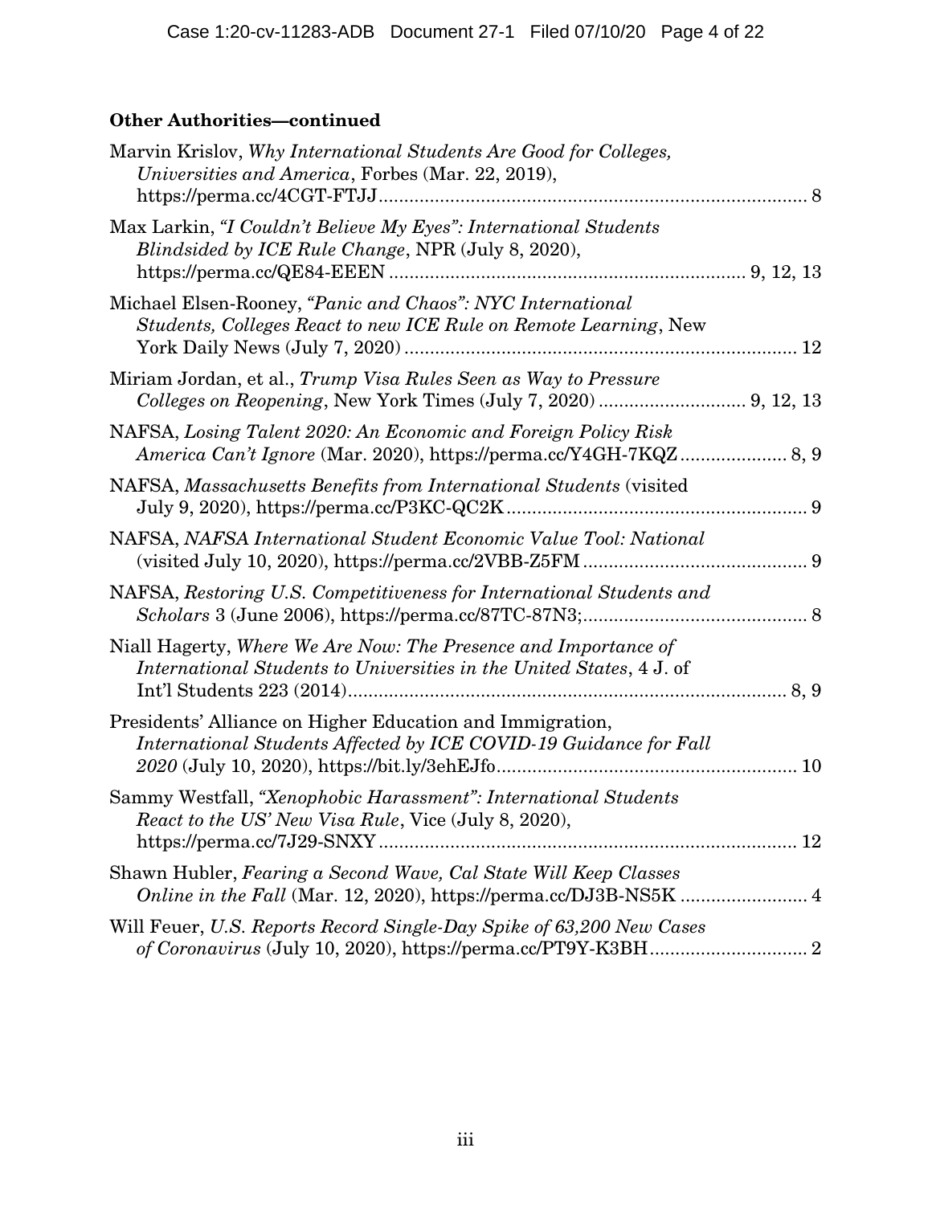**Other Authorities—continued**

Marvin Krislov, *Why International Students Are Good for Colleges, Universities and America*, Forbes (Mar. 22, 2019), https://perma.cc/4CGT-FTJJ .................... 8

Max Larkin, *"I Couldn't Believe My Eyes": International Students Blindsided by ICE Rule Change*, NPR (July 8, 2020), https://perma.cc/QE84-EEEN .................... 9, 12, 13

Michael Elsen-Rooney, *"Panic and Chaos": NYC International Students, Colleges React to new ICE Rule on Remote Learning*, New York Daily News (July 7, 2020) .................... 12

Miriam Jordan, et al., *Trump Visa Rules Seen as Way to Pressure Colleges on Reopening*, New York Times (July 7, 2020) .................... 9, 12, 13

NAFSA, *Losing Talent 2020: An Economic and Foreign Policy Risk America Can't Ignore* (Mar. 2020), https://perma.cc/Y4GH-7KQZ .................... 8, 9

NAFSA, *Massachusetts Benefits from International Students* (visited July 9, 2020), https://perma.cc/P3KC-QC2K .................... 9

NAFSA, *NAFSA International Student Economic Value Tool: National* (visited July 10, 2020), https://perma.cc/2VBB-Z5FM .................... 9

NAFSA, *Restoring U.S. Competitiveness for International Students and Scholars* 3 (June 2006), https://perma.cc/87TC-87N3; .................... 8

Niall Hagerty, *Where We Are Now: The Presence and Importance of International Students to Universities in the United States*, 4 J. of Int'l Students 223 (2014) .................... 8, 9

Presidents' Alliance on Higher Education and Immigration, *International Students Affected by ICE COVID-19 Guidance for Fall 2020* (July 10, 2020), https://bit.ly/3ehEJfo .................... 10

Sammy Westfall, *"Xenophobic Harassment": International Students React to the US' New Visa Rule*, Vice (July 8, 2020), https://perma.cc/7J29-SNXY .................... 12

Shawn Hubler, *Fearing a Second Wave, Cal State Will Keep Classes Online in the Fall* (Mar. 12, 2020), https://perma.cc/DJ3B-NS5K .................... 4

Will Feuer, *U.S. Reports Record Single-Day Spike of 63,200 New Cases of Coronavirus* (July 10, 2020), https://perma.cc/PT9Y-K3BH .................... 2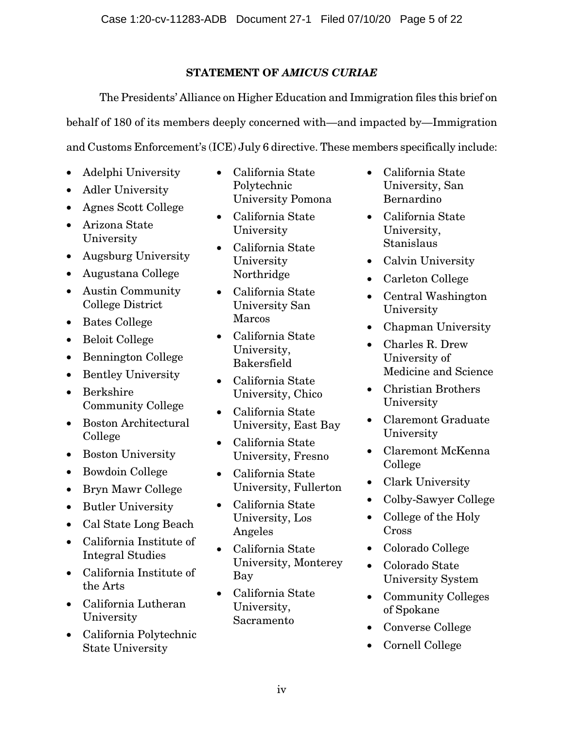## STATEMENT OF *AMICUS CURIAE*

The Presidents' Alliance on Higher Education and Immigration files this brief on behalf of 180 of its members deeply concerned with—and impacted by—Immigration and Customs Enforcement's (ICE) July 6 directive. These members specifically include:

- Adelphi University
- Adler University
- Agnes Scott College
- Arizona State University
- Augsburg University
- Augustana College
- Austin Community College District
- Bates College
- Beloit College
- Bennington College
- Bentley University
- Berkshire Community College
- Boston Architectural College
- Boston University
- Bowdoin College
- Bryn Mawr College
- Butler University
- Cal State Long Beach
- California Institute of Integral Studies
- California Institute of the Arts
- California Lutheran University
- California Polytechnic State University
- California State Polytechnic University Pomona
- California State University
- California State University Northridge
- California State University San Marcos
- California State University, Bakersfield
- California State University, Chico
- California State University, East Bay
- California State University, Fresno
- California State University, Fullerton
- California State University, Los Angeles
- California State University, Monterey Bay
- California State University, Sacramento
- California State University, San Bernardino
- California State University, Stanislaus
- Calvin University
- Carleton College
- Central Washington University
- Chapman University
- Charles R. Drew University of Medicine and Science
- Christian Brothers University
- Claremont Graduate University
- Claremont McKenna College
- Clark University
- Colby-Sawyer College
- College of the Holy Cross
- Colorado College
- Colorado State University System
- Community Colleges of Spokane
- Converse College
- Cornell College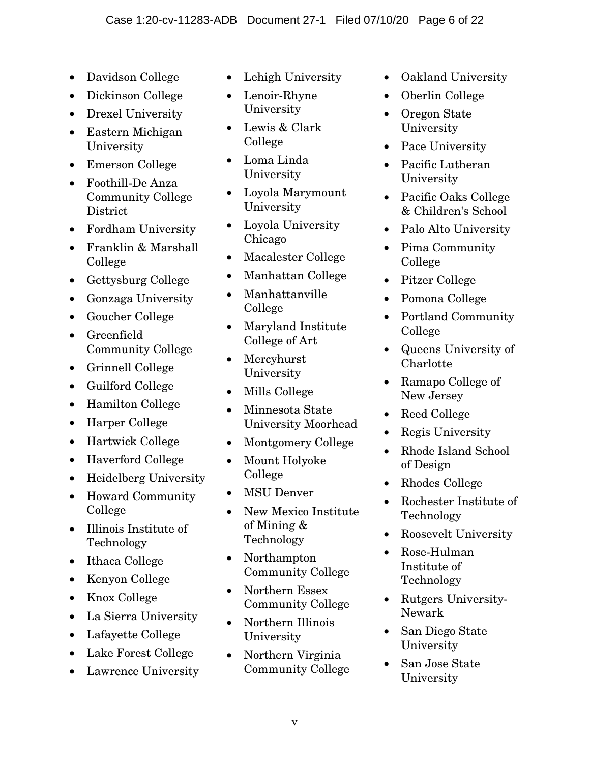- Davidson College
- Dickinson College
- Drexel University
- Eastern Michigan University
- Emerson College
- Foothill-De Anza Community College District
- Fordham University
- Franklin & Marshall College
- Gettysburg College
- Gonzaga University
- Goucher College
- Greenfield Community College
- Grinnell College
- Guilford College
- Hamilton College
- Harper College
- Hartwick College
- Haverford College
- Heidelberg University
- Howard Community College
- Illinois Institute of Technology
- Ithaca College
- Kenyon College
- Knox College
- La Sierra University
- Lafayette College
- Lake Forest College
- Lawrence University
- Lehigh University
- Lenoir-Rhyne University
- Lewis & Clark College
- Loma Linda University
- Loyola Marymount University
- Loyola University Chicago
- Macalester College
- Manhattan College
- Manhattanville College
- Maryland Institute College of Art
- Mercyhurst University
- Mills College
- Minnesota State University Moorhead
- Montgomery College
- Mount Holyoke College
- MSU Denver
- New Mexico Institute of Mining & Technology
- Northampton Community College
- Northern Essex Community College
- Northern Illinois University
- Northern Virginia Community College
- Oakland University
- Oberlin College
- Oregon State University
- Pace University
- Pacific Lutheran University
- Pacific Oaks College & Children's School
- Palo Alto University
- Pima Community College
- Pitzer College
- Pomona College
- Portland Community College
- Queens University of Charlotte
- Ramapo College of New Jersey
- Reed College
- Regis University
- Rhode Island School of Design
- Rhodes College
- Rochester Institute of Technology
- Roosevelt University
- Rose-Hulman Institute of Technology
- Rutgers University-Newark
- San Diego State University
- San Jose State University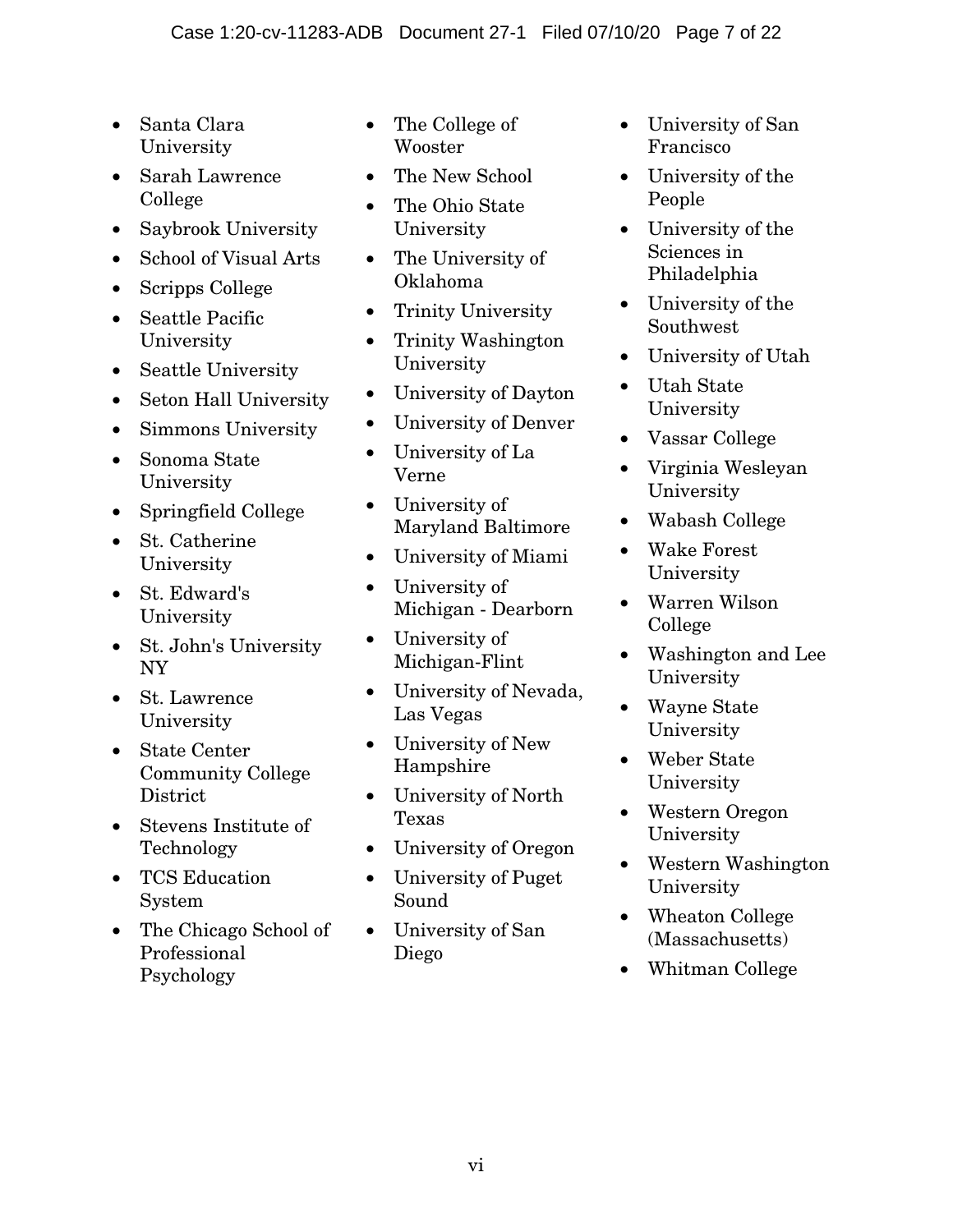- Santa Clara University
- Sarah Lawrence College
- Saybrook University
- School of Visual Arts
- Scripps College
- Seattle Pacific University
- Seattle University
- Seton Hall University
- Simmons University
- Sonoma State University
- Springfield College
- St. Catherine University
- St. Edward's University
- St. John's University NY
- St. Lawrence University
- State Center Community College District
- Stevens Institute of Technology
- TCS Education System
- The Chicago School of Professional Psychology
- The College of Wooster
- The New School
- The Ohio State University
- The University of Oklahoma
- Trinity University
- Trinity Washington University
- University of Dayton
- University of Denver
- University of La Verne
- University of Maryland Baltimore
- University of Miami
- University of Michigan - Dearborn
- University of Michigan-Flint
- University of Nevada, Las Vegas
- University of New Hampshire
- University of North Texas
- University of Oregon
- University of Puget Sound
- University of San Diego
- University of San Francisco
- University of the People
- University of the Sciences in Philadelphia
- University of the Southwest
- University of Utah
- Utah State University
- Vassar College
- Virginia Wesleyan University
- Wabash College
- Wake Forest University
- Warren Wilson College
- Washington and Lee University
- Wayne State University
- Weber State University
- Western Oregon University
- Western Washington University
- Wheaton College (Massachusetts)
- Whitman College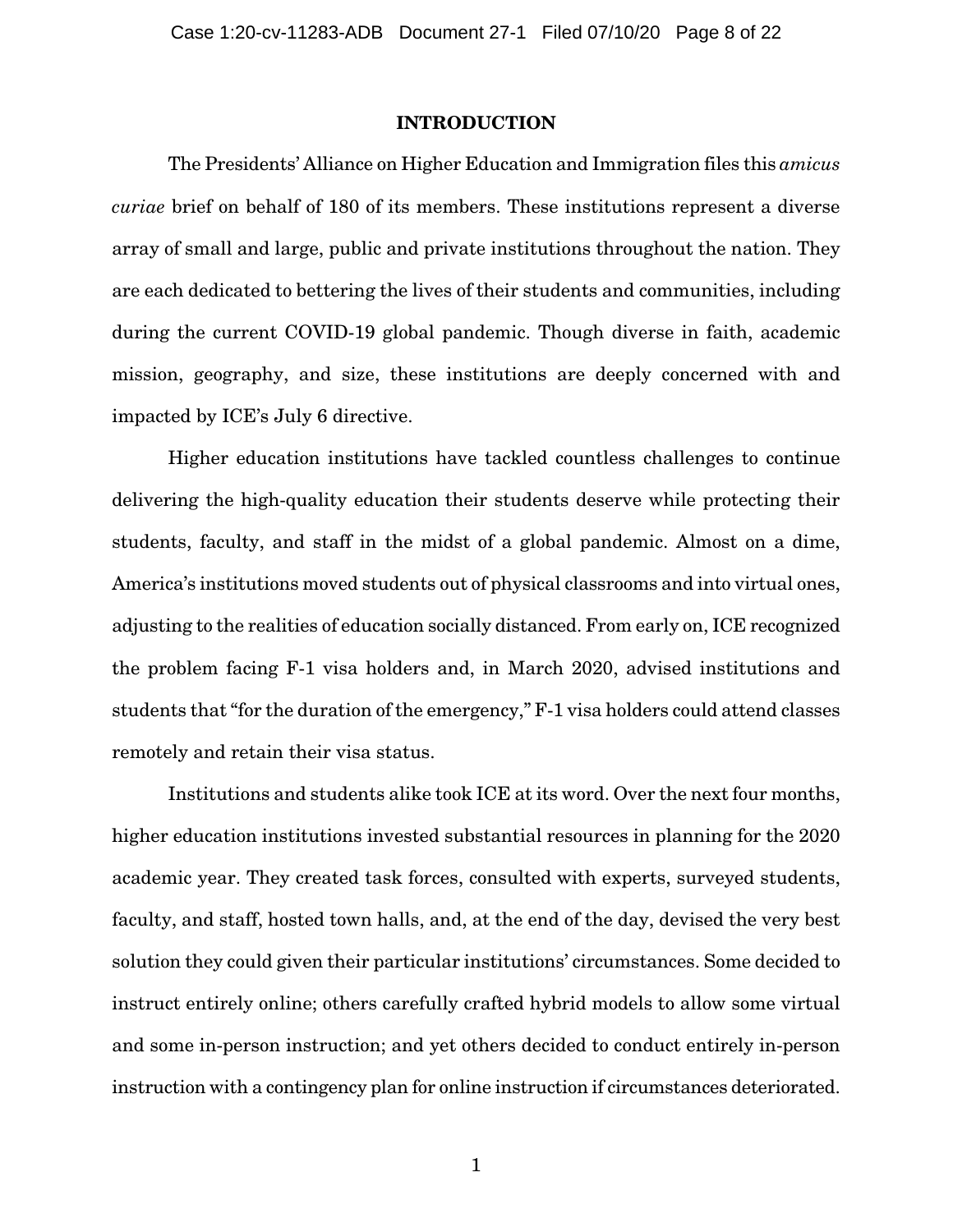## INTRODUCTION

The Presidents' Alliance on Higher Education and Immigration files this *amicus curiae* brief on behalf of 180 of its members. These institutions represent a diverse array of small and large, public and private institutions throughout the nation. They are each dedicated to bettering the lives of their students and communities, including during the current COVID-19 global pandemic. Though diverse in faith, academic mission, geography, and size, these institutions are deeply concerned with and impacted by ICE's July 6 directive.

Higher education institutions have tackled countless challenges to continue delivering the high-quality education their students deserve while protecting their students, faculty, and staff in the midst of a global pandemic. Almost on a dime, America's institutions moved students out of physical classrooms and into virtual ones, adjusting to the realities of education socially distanced. From early on, ICE recognized the problem facing F-1 visa holders and, in March 2020, advised institutions and students that "for the duration of the emergency," F-1 visa holders could attend classes remotely and retain their visa status.

Institutions and students alike took ICE at its word. Over the next four months, higher education institutions invested substantial resources in planning for the 2020 academic year. They created task forces, consulted with experts, surveyed students, faculty, and staff, hosted town halls, and, at the end of the day, devised the very best solution they could given their particular institutions' circumstances. Some decided to instruct entirely online; others carefully crafted hybrid models to allow some virtual and some in-person instruction; and yet others decided to conduct entirely in-person instruction with a contingency plan for online instruction if circumstances deteriorated.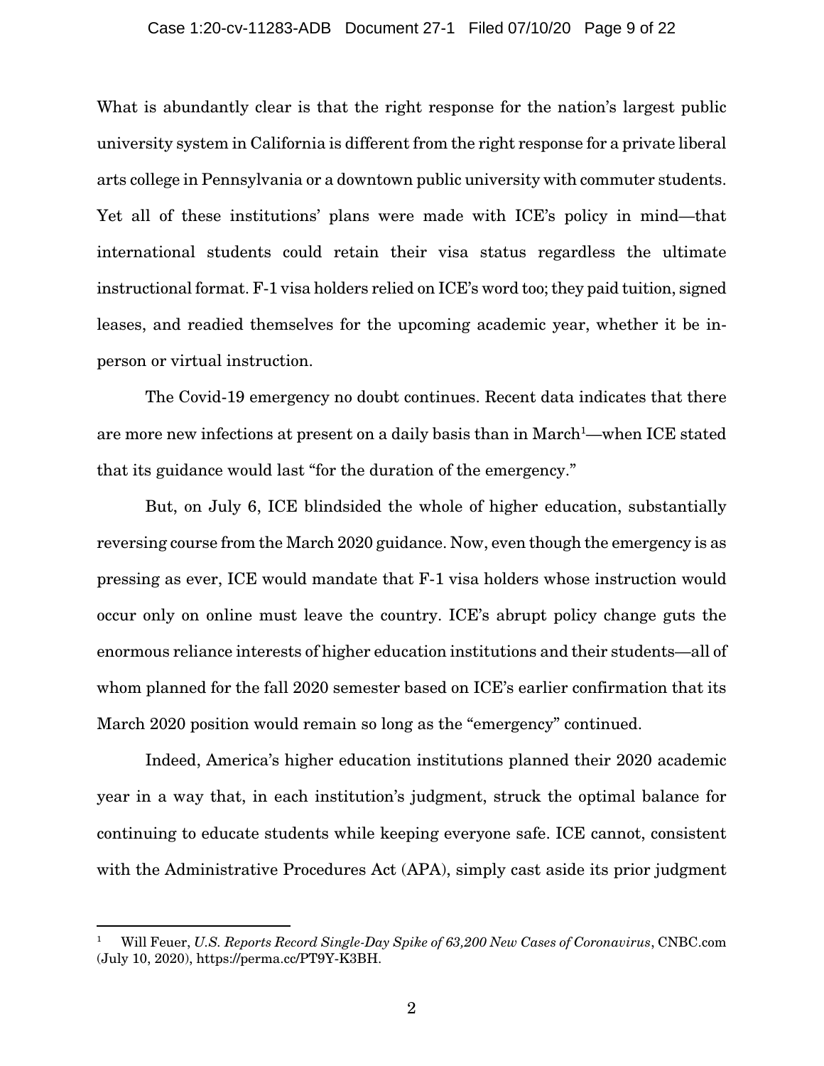What is abundantly clear is that the right response for the nation's largest public university system in California is different from the right response for a private liberal arts college in Pennsylvania or a downtown public university with commuter students. Yet all of these institutions' plans were made with ICE's policy in mind—that international students could retain their visa status regardless the ultimate instructional format. F-1 visa holders relied on ICE's word too; they paid tuition, signed leases, and readied themselves for the upcoming academic year, whether it be in-person or virtual instruction.

The Covid-19 emergency no doubt continues. Recent data indicates that there are more new infections at present on a daily basis than in March[1]—when ICE stated that its guidance would last "for the duration of the emergency."

But, on July 6, ICE blindsided the whole of higher education, substantially reversing course from the March 2020 guidance. Now, even though the emergency is as pressing as ever, ICE would mandate that F-1 visa holders whose instruction would occur only on online must leave the country. ICE's abrupt policy change guts the enormous reliance interests of higher education institutions and their students—all of whom planned for the fall 2020 semester based on ICE's earlier confirmation that its March 2020 position would remain so long as the "emergency" continued.

Indeed, America's higher education institutions planned their 2020 academic year in a way that, in each institution's judgment, struck the optimal balance for continuing to educate students while keeping everyone safe. ICE cannot, consistent with the Administrative Procedures Act (APA), simply cast aside its prior judgment

---

[1] Will Feuer, *U.S. Reports Record Single-Day Spike of 63,200 New Cases of Coronavirus*, CNBC.com (July 10, 2020), https://perma.cc/PT9Y-K3BH.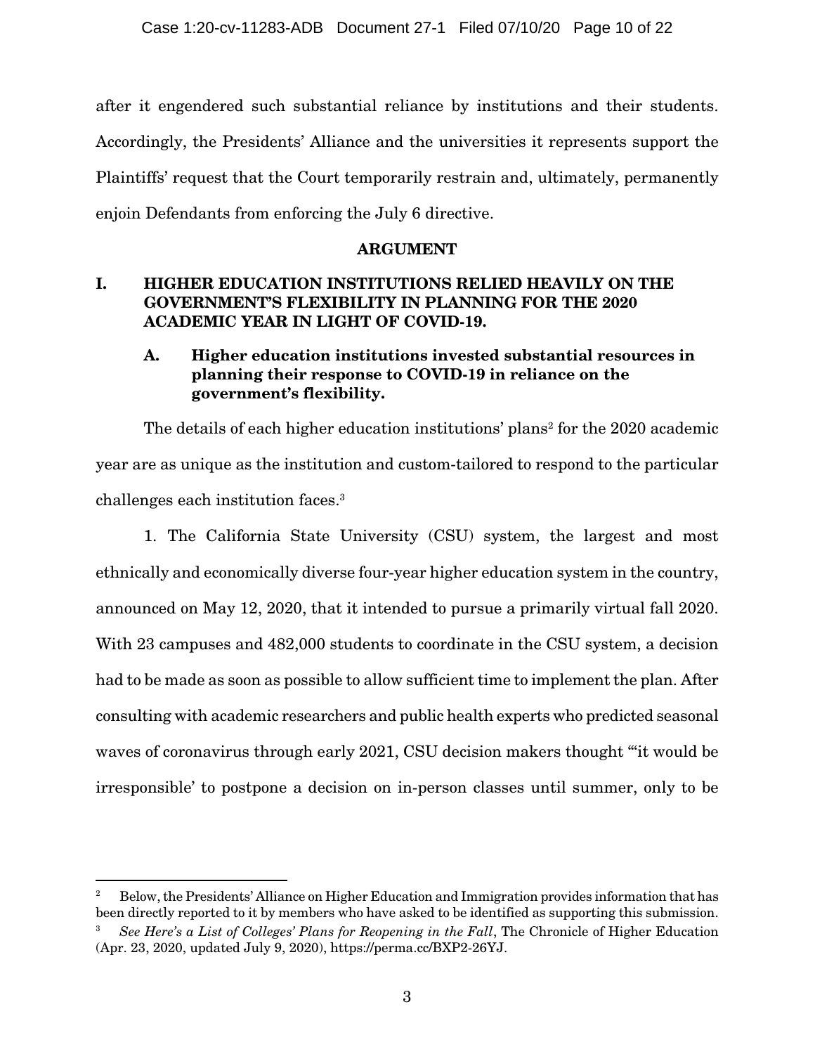after it engendered such substantial reliance by institutions and their students. Accordingly, the Presidents' Alliance and the universities it represents support the Plaintiffs' request that the Court temporarily restrain and, ultimately, permanently enjoin Defendants from enforcing the July 6 directive.

## ARGUMENT

### I. HIGHER EDUCATION INSTITUTIONS RELIED HEAVILY ON THE GOVERNMENT'S FLEXIBILITY IN PLANNING FOR THE 2020 ACADEMIC YEAR IN LIGHT OF COVID-19.

#### A. Higher education institutions invested substantial resources in planning their response to COVID-19 in reliance on the government's flexibility.

The details of each higher education institutions' plans[2] for the 2020 academic year are as unique as the institution and custom-tailored to respond to the particular challenges each institution faces.[3]

1. The California State University (CSU) system, the largest and most ethnically and economically diverse four-year higher education system in the country, announced on May 12, 2020, that it intended to pursue a primarily virtual fall 2020. With 23 campuses and 482,000 students to coordinate in the CSU system, a decision had to be made as soon as possible to allow sufficient time to implement the plan. After consulting with academic researchers and public health experts who predicted seasonal waves of coronavirus through early 2021, CSU decision makers thought "'it would be irresponsible' to postpone a decision on in-person classes until summer, only to be

---

[2] Below, the Presidents' Alliance on Higher Education and Immigration provides information that has been directly reported to it by members who have asked to be identified as supporting this submission.

[3] *See Here's a List of Colleges' Plans for Reopening in the Fall*, The Chronicle of Higher Education (Apr. 23, 2020, updated July 9, 2020), https://perma.cc/BXP2-26YJ.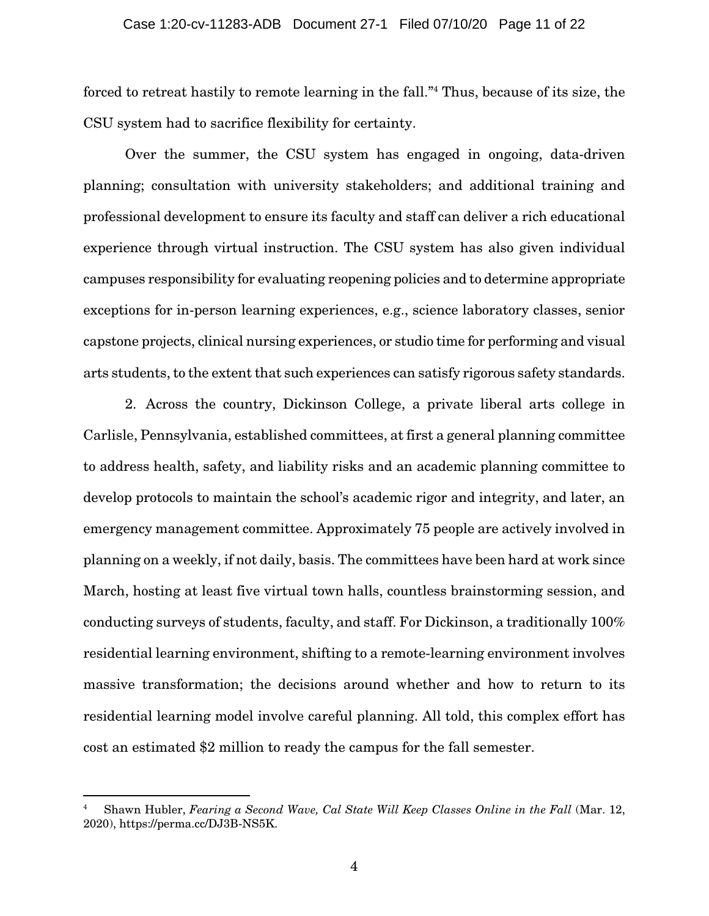forced to retreat hastily to remote learning in the fall."[4] Thus, because of its size, the CSU system had to sacrifice flexibility for certainty.

Over the summer, the CSU system has engaged in ongoing, data-driven planning; consultation with university stakeholders; and additional training and professional development to ensure its faculty and staff can deliver a rich educational experience through virtual instruction. The CSU system has also given individual campuses responsibility for evaluating reopening policies and to determine appropriate exceptions for in-person learning experiences, e.g., science laboratory classes, senior capstone projects, clinical nursing experiences, or studio time for performing and visual arts students, to the extent that such experiences can satisfy rigorous safety standards.

2. Across the country, Dickinson College, a private liberal arts college in Carlisle, Pennsylvania, established committees, at first a general planning committee to address health, safety, and liability risks and an academic planning committee to develop protocols to maintain the school's academic rigor and integrity, and later, an emergency management committee. Approximately 75 people are actively involved in planning on a weekly, if not daily, basis. The committees have been hard at work since March, hosting at least five virtual town halls, countless brainstorming session, and conducting surveys of students, faculty, and staff. For Dickinson, a traditionally 100% residential learning environment, shifting to a remote-learning environment involves massive transformation; the decisions around whether and how to return to its residential learning model involve careful planning. All told, this complex effort has cost an estimated $2 million to ready the campus for the fall semester.

---

[4] Shawn Hubler, *Fearing a Second Wave, Cal State Will Keep Classes Online in the Fall* (Mar. 12, 2020), https://perma.cc/DJ3B-NS5K.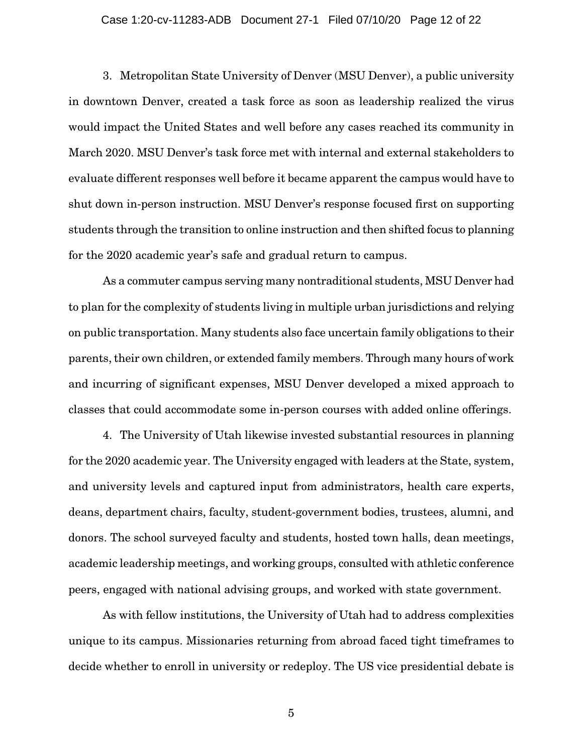3. Metropolitan State University of Denver (MSU Denver), a public university in downtown Denver, created a task force as soon as leadership realized the virus would impact the United States and well before any cases reached its community in March 2020. MSU Denver's task force met with internal and external stakeholders to evaluate different responses well before it became apparent the campus would have to shut down in-person instruction. MSU Denver's response focused first on supporting students through the transition to online instruction and then shifted focus to planning for the 2020 academic year's safe and gradual return to campus.

As a commuter campus serving many nontraditional students, MSU Denver had to plan for the complexity of students living in multiple urban jurisdictions and relying on public transportation. Many students also face uncertain family obligations to their parents, their own children, or extended family members. Through many hours of work and incurring of significant expenses, MSU Denver developed a mixed approach to classes that could accommodate some in-person courses with added online offerings.

4. The University of Utah likewise invested substantial resources in planning for the 2020 academic year. The University engaged with leaders at the State, system, and university levels and captured input from administrators, health care experts, deans, department chairs, faculty, student-government bodies, trustees, alumni, and donors. The school surveyed faculty and students, hosted town halls, dean meetings, academic leadership meetings, and working groups, consulted with athletic conference peers, engaged with national advising groups, and worked with state government.

As with fellow institutions, the University of Utah had to address complexities unique to its campus. Missionaries returning from abroad faced tight timeframes to decide whether to enroll in university or redeploy. The US vice presidential debate is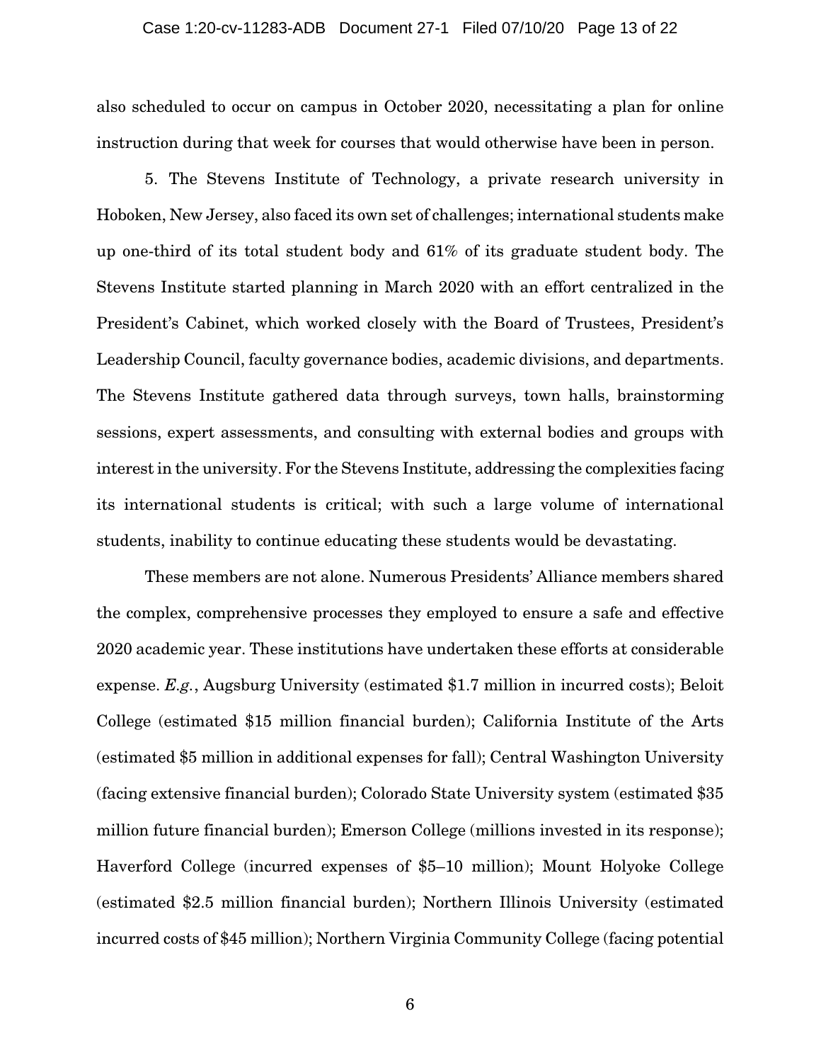also scheduled to occur on campus in October 2020, necessitating a plan for online instruction during that week for courses that would otherwise have been in person.

5. The Stevens Institute of Technology, a private research university in Hoboken, New Jersey, also faced its own set of challenges; international students make up one-third of its total student body and 61% of its graduate student body. The Stevens Institute started planning in March 2020 with an effort centralized in the President's Cabinet, which worked closely with the Board of Trustees, President's Leadership Council, faculty governance bodies, academic divisions, and departments. The Stevens Institute gathered data through surveys, town halls, brainstorming sessions, expert assessments, and consulting with external bodies and groups with interest in the university. For the Stevens Institute, addressing the complexities facing its international students is critical; with such a large volume of international students, inability to continue educating these students would be devastating.

These members are not alone. Numerous Presidents' Alliance members shared the complex, comprehensive processes they employed to ensure a safe and effective 2020 academic year. These institutions have undertaken these efforts at considerable expense. *E.g.*, Augsburg University (estimated $1.7 million in incurred costs); Beloit College (estimated $15 million financial burden); California Institute of the Arts (estimated $5 million in additional expenses for fall); Central Washington University (facing extensive financial burden); Colorado State University system (estimated $35 million future financial burden); Emerson College (millions invested in its response); Haverford College (incurred expenses of $5–10 million); Mount Holyoke College (estimated $2.5 million financial burden); Northern Illinois University (estimated incurred costs of $45 million); Northern Virginia Community College (facing potential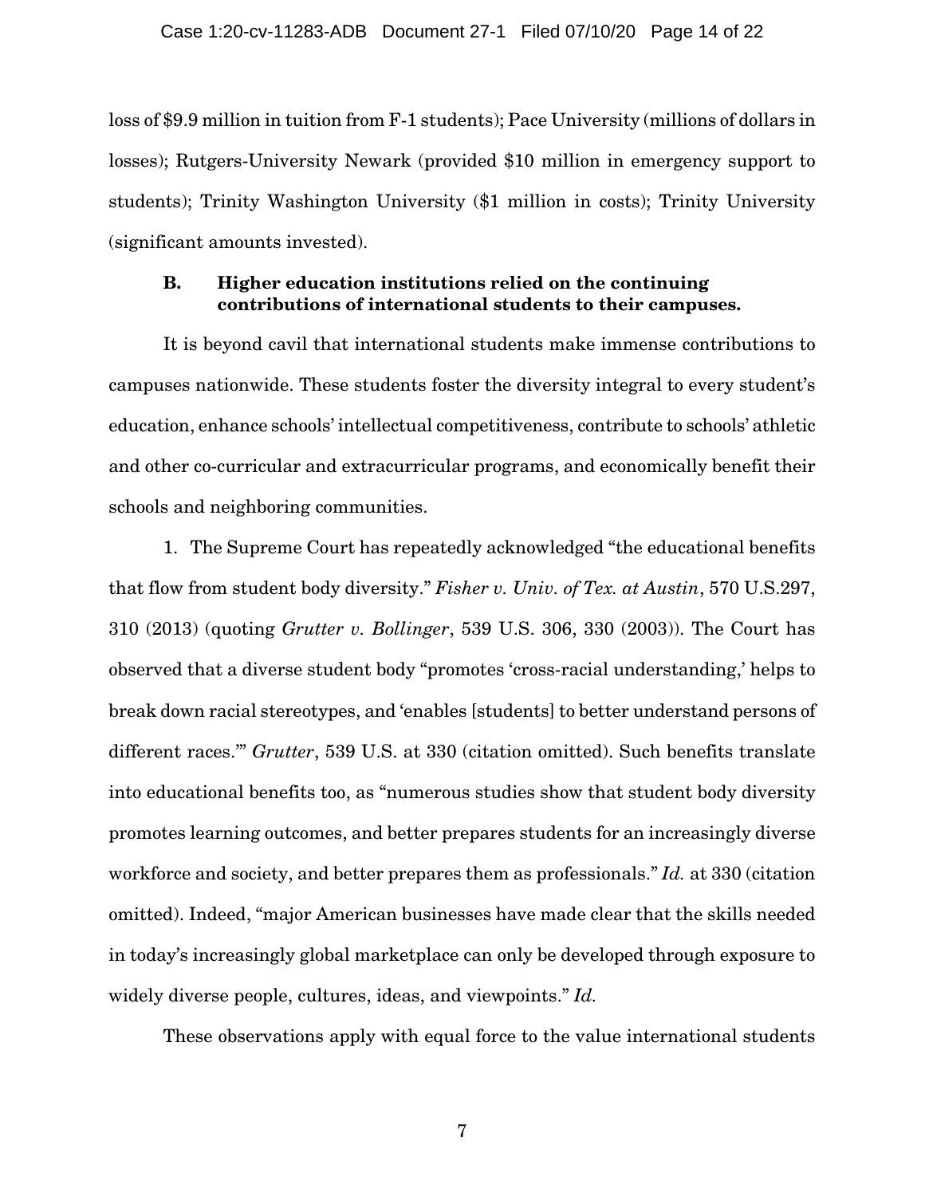loss of $9.9 million in tuition from F-1 students); Pace University (millions of dollars in losses); Rutgers-University Newark (provided $10 million in emergency support to students); Trinity Washington University ($1 million in costs); Trinity University (significant amounts invested).

### B. Higher education institutions relied on the continuing contributions of international students to their campuses.

It is beyond cavil that international students make immense contributions to campuses nationwide. These students foster the diversity integral to every student's education, enhance schools' intellectual competitiveness, contribute to schools' athletic and other co-curricular and extracurricular programs, and economically benefit their schools and neighboring communities.

1. The Supreme Court has repeatedly acknowledged "the educational benefits that flow from student body diversity." *Fisher v. Univ. of Tex. at Austin*, 570 U.S.297, 310 (2013) (quoting *Grutter v. Bollinger*, 539 U.S. 306, 330 (2003)). The Court has observed that a diverse student body "promotes 'cross-racial understanding,' helps to break down racial stereotypes, and 'enables [students] to better understand persons of different races.'" *Grutter*, 539 U.S. at 330 (citation omitted). Such benefits translate into educational benefits too, as "numerous studies show that student body diversity promotes learning outcomes, and better prepares students for an increasingly diverse workforce and society, and better prepares them as professionals." *Id.* at 330 (citation omitted). Indeed, "major American businesses have made clear that the skills needed in today's increasingly global marketplace can only be developed through exposure to widely diverse people, cultures, ideas, and viewpoints." *Id.*

These observations apply with equal force to the value international students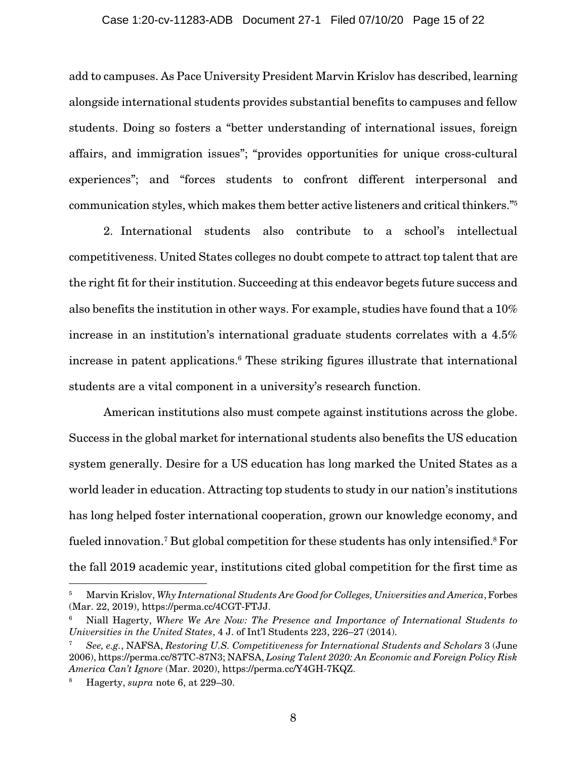add to campuses. As Pace University President Marvin Krislov has described, learning alongside international students provides substantial benefits to campuses and fellow students. Doing so fosters a "better understanding of international issues, foreign affairs, and immigration issues"; "provides opportunities for unique cross-cultural experiences"; and "forces students to confront different interpersonal and communication styles, which makes them better active listeners and critical thinkers."[5]

2. International students also contribute to a school's intellectual competitiveness. United States colleges no doubt compete to attract top talent that are the right fit for their institution. Succeeding at this endeavor begets future success and also benefits the institution in other ways. For example, studies have found that a 10% increase in an institution's international graduate students correlates with a 4.5% increase in patent applications.[6] These striking figures illustrate that international students are a vital component in a university's research function.

American institutions also must compete against institutions across the globe. Success in the global market for international students also benefits the US education system generally. Desire for a US education has long marked the United States as a world leader in education. Attracting top students to study in our nation's institutions has long helped foster international cooperation, grown our knowledge economy, and fueled innovation.[7] But global competition for these students has only intensified.[8] For the fall 2019 academic year, institutions cited global competition for the first time as

---

[5] Marvin Krislov, *Why International Students Are Good for Colleges, Universities and America*, Forbes (Mar. 22, 2019), https://perma.cc/4CGT-FTJJ.

[6] Niall Hagerty, *Where We Are Now: The Presence and Importance of International Students to Universities in the United States*, 4 J. of Int'l Students 223, 226–27 (2014).

[7] *See, e.g.*, NAFSA, *Restoring U.S. Competitiveness for International Students and Scholars* 3 (June 2006), https://perma.cc/87TC-87N3; NAFSA, *Losing Talent 2020: An Economic and Foreign Policy Risk America Can't Ignore* (Mar. 2020), https://perma.cc/Y4GH-7KQZ.

[8] Hagerty, *supra* note 6, at 229–30.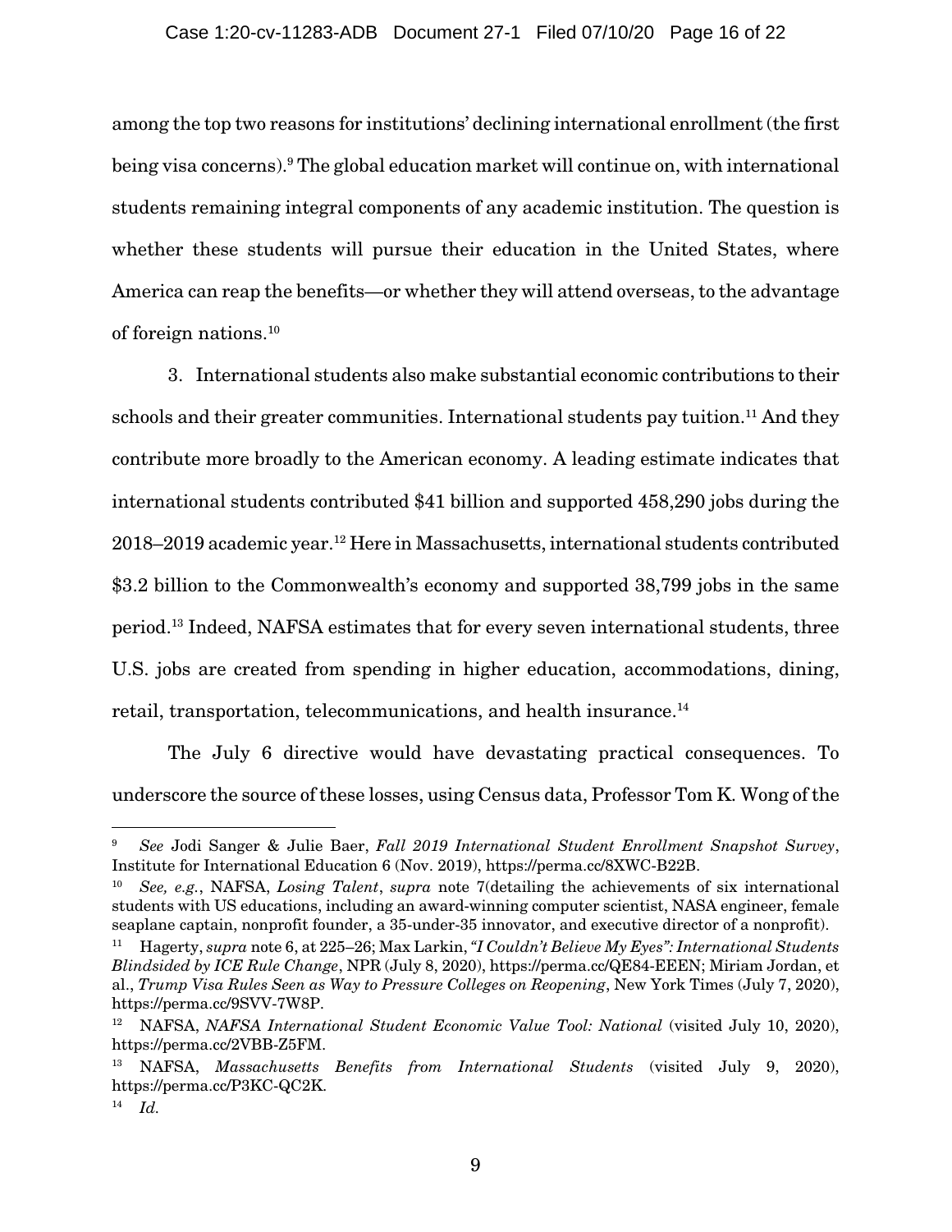among the top two reasons for institutions' declining international enrollment (the first being visa concerns).[9] The global education market will continue on, with international students remaining integral components of any academic institution. The question is whether these students will pursue their education in the United States, where America can reap the benefits—or whether they will attend overseas, to the advantage of foreign nations.[10]

3. International students also make substantial economic contributions to their schools and their greater communities. International students pay tuition.[11] And they contribute more broadly to the American economy. A leading estimate indicates that international students contributed $41 billion and supported 458,290 jobs during the 2018–2019 academic year.[12] Here in Massachusetts, international students contributed $3.2 billion to the Commonwealth's economy and supported 38,799 jobs in the same period.[13] Indeed, NAFSA estimates that for every seven international students, three U.S. jobs are created from spending in higher education, accommodations, dining, retail, transportation, telecommunications, and health insurance.[14]

The July 6 directive would have devastating practical consequences. To underscore the source of these losses, using Census data, Professor Tom K. Wong of the

---

[9] *See* Jodi Sanger & Julie Baer, *Fall 2019 International Student Enrollment Snapshot Survey*, Institute for International Education 6 (Nov. 2019), https://perma.cc/8XWC-B22B.

[10] *See, e.g.*, NAFSA, *Losing Talent*, *supra* note 7(detailing the achievements of six international students with US educations, including an award-winning computer scientist, NASA engineer, female seaplane captain, nonprofit founder, a 35-under-35 innovator, and executive director of a nonprofit).

[11] Hagerty, *supra* note 6, at 225–26; Max Larkin, *"I Couldn't Believe My Eyes": International Students Blindsided by ICE Rule Change*, NPR (July 8, 2020), https://perma.cc/QE84-EEEN; Miriam Jordan, et al., *Trump Visa Rules Seen as Way to Pressure Colleges on Reopening*, New York Times (July 7, 2020), https://perma.cc/9SVV-7W8P.

[12] NAFSA, *NAFSA International Student Economic Value Tool: National* (visited July 10, 2020), https://perma.cc/2VBB-Z5FM.

[13] NAFSA, *Massachusetts Benefits from International Students* (visited July 9, 2020), https://perma.cc/P3KC-QC2K.

[14] *Id.*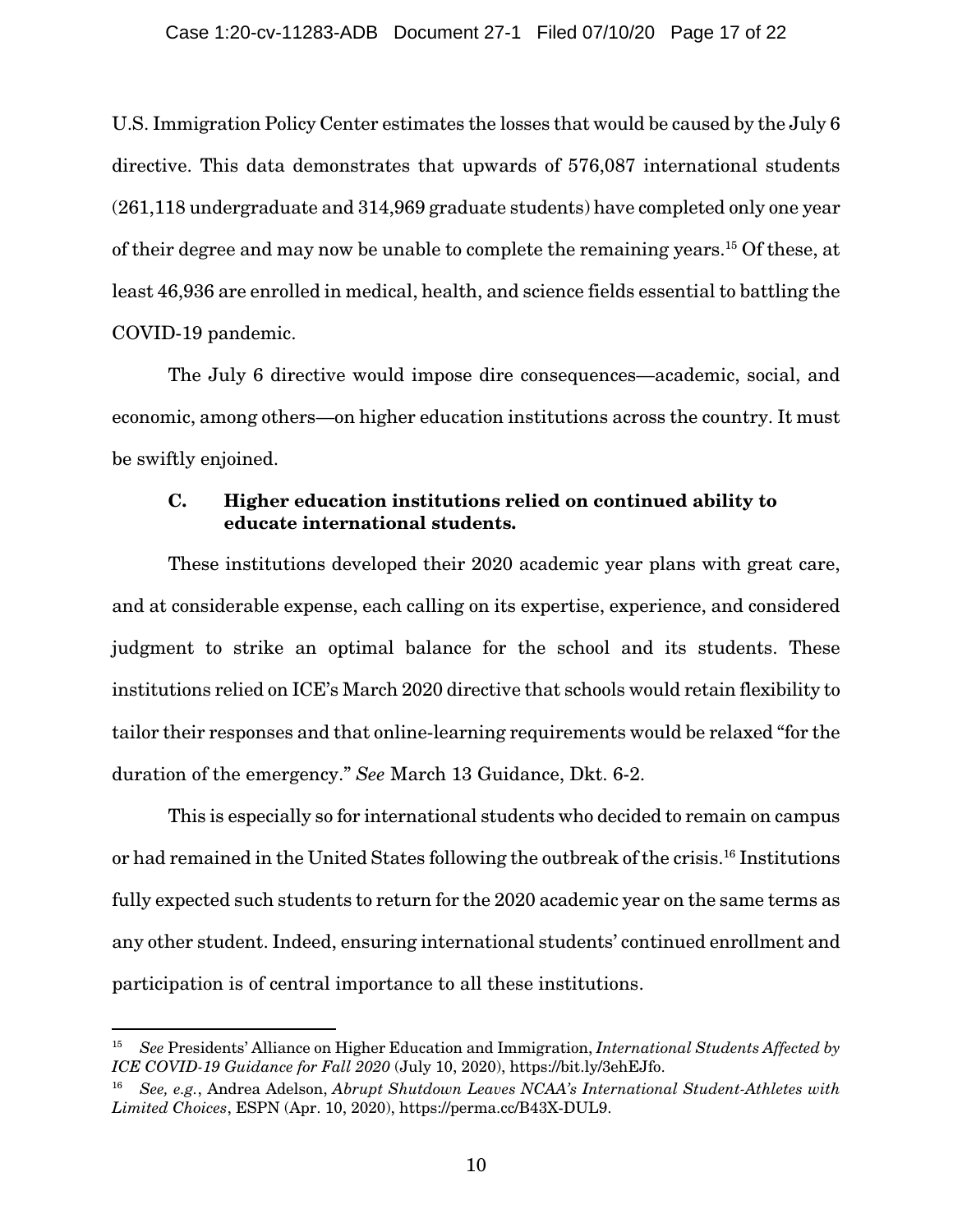U.S. Immigration Policy Center estimates the losses that would be caused by the July 6 directive. This data demonstrates that upwards of 576,087 international students (261,118 undergraduate and 314,969 graduate students) have completed only one year of their degree and may now be unable to complete the remaining years.[15] Of these, at least 46,936 are enrolled in medical, health, and science fields essential to battling the COVID-19 pandemic.

The July 6 directive would impose dire consequences—academic, social, and economic, among others—on higher education institutions across the country. It must be swiftly enjoined.

### C. Higher education institutions relied on continued ability to educate international students.

These institutions developed their 2020 academic year plans with great care, and at considerable expense, each calling on its expertise, experience, and considered judgment to strike an optimal balance for the school and its students. These institutions relied on ICE's March 2020 directive that schools would retain flexibility to tailor their responses and that online-learning requirements would be relaxed "for the duration of the emergency." *See* March 13 Guidance, Dkt. 6-2.

This is especially so for international students who decided to remain on campus or had remained in the United States following the outbreak of the crisis.[16] Institutions fully expected such students to return for the 2020 academic year on the same terms as any other student. Indeed, ensuring international students' continued enrollment and participation is of central importance to all these institutions.

---

[15] *See* Presidents' Alliance on Higher Education and Immigration, *International Students Affected by ICE COVID-19 Guidance for Fall 2020* (July 10, 2020), https://bit.ly/3ehEJfo.

[16] *See, e.g.*, Andrea Adelson, *Abrupt Shutdown Leaves NCAA's International Student-Athletes with Limited Choices*, ESPN (Apr. 10, 2020), https://perma.cc/B43X-DUL9.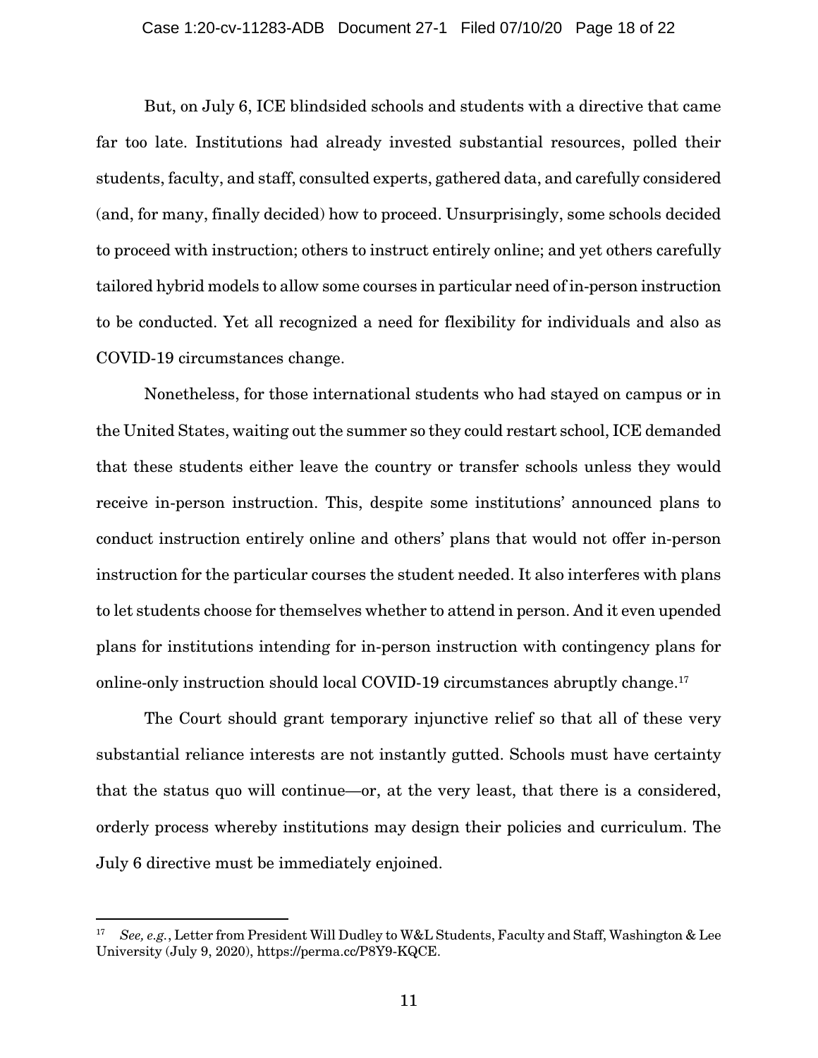But, on July 6, ICE blindsided schools and students with a directive that came far too late. Institutions had already invested substantial resources, polled their students, faculty, and staff, consulted experts, gathered data, and carefully considered (and, for many, finally decided) how to proceed. Unsurprisingly, some schools decided to proceed with instruction; others to instruct entirely online; and yet others carefully tailored hybrid models to allow some courses in particular need of in-person instruction to be conducted. Yet all recognized a need for flexibility for individuals and also as COVID-19 circumstances change.

Nonetheless, for those international students who had stayed on campus or in the United States, waiting out the summer so they could restart school, ICE demanded that these students either leave the country or transfer schools unless they would receive in-person instruction. This, despite some institutions' announced plans to conduct instruction entirely online and others' plans that would not offer in-person instruction for the particular courses the student needed. It also interferes with plans to let students choose for themselves whether to attend in person. And it even upended plans for institutions intending for in-person instruction with contingency plans for online-only instruction should local COVID-19 circumstances abruptly change.[17]

The Court should grant temporary injunctive relief so that all of these very substantial reliance interests are not instantly gutted. Schools must have certainty that the status quo will continue—or, at the very least, that there is a considered, orderly process whereby institutions may design their policies and curriculum. The July 6 directive must be immediately enjoined.

---

[17] *See, e.g.*, Letter from President Will Dudley to W&L Students, Faculty and Staff, Washington & Lee University (July 9, 2020), https://perma.cc/P8Y9-KQCE.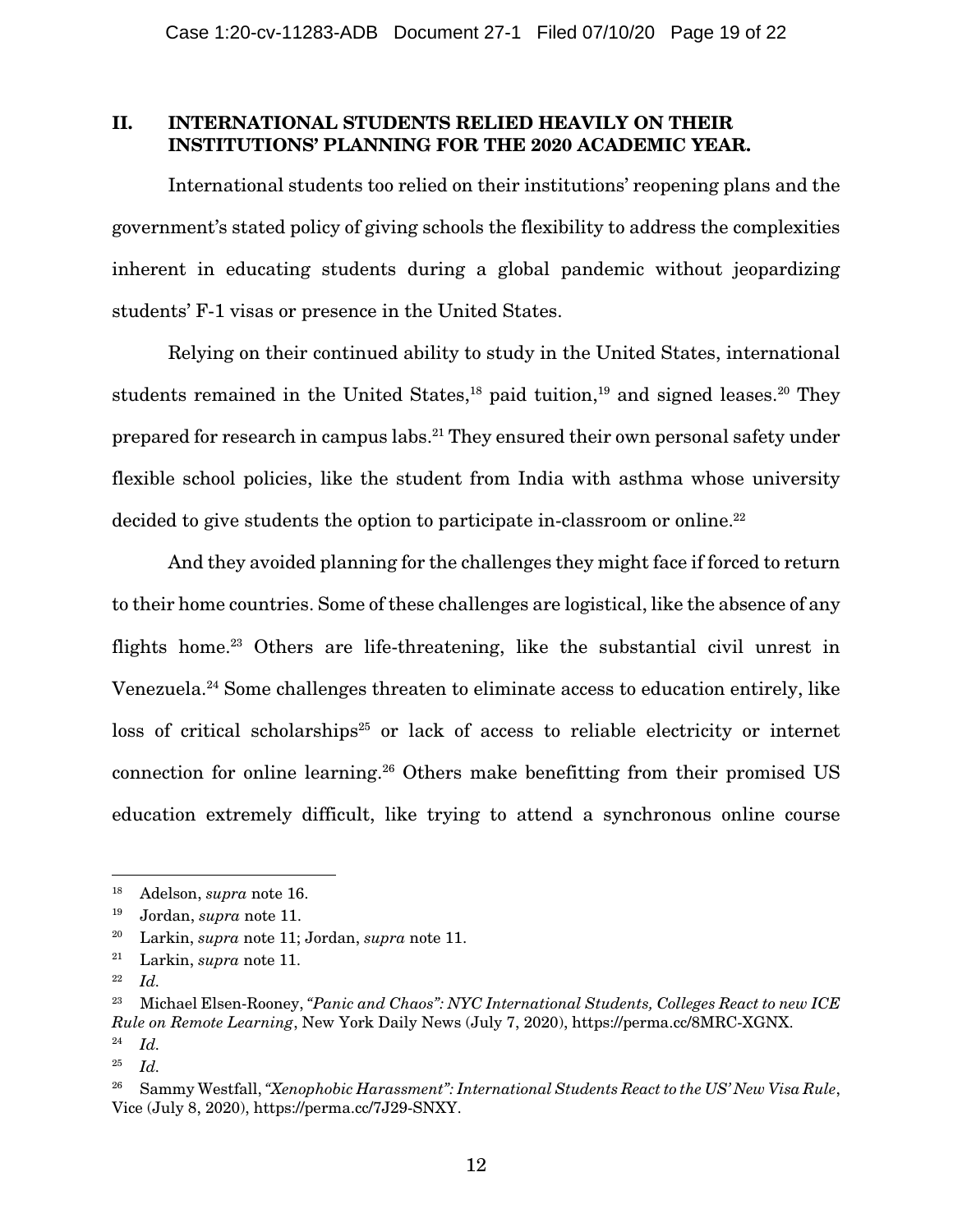## II. INTERNATIONAL STUDENTS RELIED HEAVILY ON THEIR INSTITUTIONS' PLANNING FOR THE 2020 ACADEMIC YEAR.

International students too relied on their institutions' reopening plans and the government's stated policy of giving schools the flexibility to address the complexities inherent in educating students during a global pandemic without jeopardizing students' F-1 visas or presence in the United States.

Relying on their continued ability to study in the United States, international students remained in the United States,[18] paid tuition,[19] and signed leases.[20] They prepared for research in campus labs.[21] They ensured their own personal safety under flexible school policies, like the student from India with asthma whose university decided to give students the option to participate in-classroom or online.[22]

And they avoided planning for the challenges they might face if forced to return to their home countries. Some of these challenges are logistical, like the absence of any flights home.[23] Others are life-threatening, like the substantial civil unrest in Venezuela.[24] Some challenges threaten to eliminate access to education entirely, like loss of critical scholarships[25] or lack of access to reliable electricity or internet connection for online learning.[26] Others make benefitting from their promised US education extremely difficult, like trying to attend a synchronous online course

---

[18] Adelson, *supra* note 16.

[19] Jordan, *supra* note 11.

[20] Larkin, *supra* note 11; Jordan, *supra* note 11.

[21] Larkin, *supra* note 11.

[22] *Id.*

[23] Michael Elsen-Rooney, *"Panic and Chaos": NYC International Students, Colleges React to new ICE Rule on Remote Learning*, New York Daily News (July 7, 2020), https://perma.cc/8MRC-XGNX.

[24] *Id.*

[25] *Id.*

[26] Sammy Westfall, *"Xenophobic Harassment": International Students React to the US' New Visa Rule*, Vice (July 8, 2020), https://perma.cc/7J29-SNXY.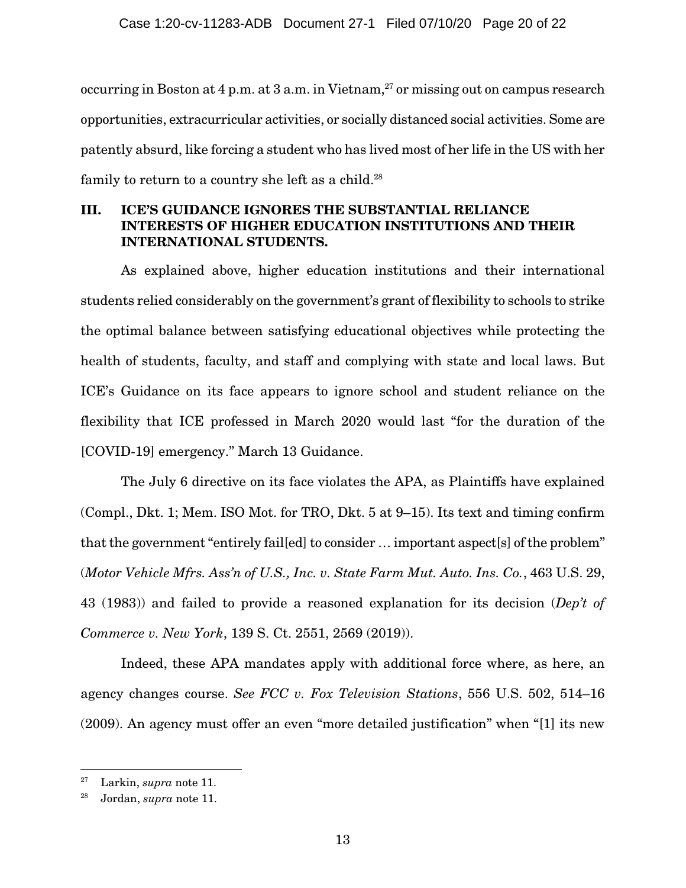occurring in Boston at 4 p.m. at 3 a.m. in Vietnam,[27] or missing out on campus research opportunities, extracurricular activities, or socially distanced social activities. Some are patently absurd, like forcing a student who has lived most of her life in the US with her family to return to a country she left as a child.[28]

## III. ICE'S GUIDANCE IGNORES THE SUBSTANTIAL RELIANCE INTERESTS OF HIGHER EDUCATION INSTITUTIONS AND THEIR INTERNATIONAL STUDENTS.

As explained above, higher education institutions and their international students relied considerably on the government's grant of flexibility to schools to strike the optimal balance between satisfying educational objectives while protecting the health of students, faculty, and staff and complying with state and local laws. But ICE's Guidance on its face appears to ignore school and student reliance on the flexibility that ICE professed in March 2020 would last "for the duration of the [COVID-19] emergency." March 13 Guidance.

The July 6 directive on its face violates the APA, as Plaintiffs have explained (Compl., Dkt. 1; Mem. ISO Mot. for TRO, Dkt. 5 at 9–15). Its text and timing confirm that the government "entirely fail[ed] to consider … important aspect[s] of the problem" (*Motor Vehicle Mfrs. Ass'n of U.S., Inc. v. State Farm Mut. Auto. Ins. Co.*, 463 U.S. 29, 43 (1983)) and failed to provide a reasoned explanation for its decision (*Dep't of Commerce v. New York*, 139 S. Ct. 2551, 2569 (2019)).

Indeed, these APA mandates apply with additional force where, as here, an agency changes course. *See FCC v. Fox Television Stations*, 556 U.S. 502, 514–16 (2009). An agency must offer an even "more detailed justification" when "[1] its new

---

[27] Larkin, *supra* note 11.

[28] Jordan, *supra* note 11.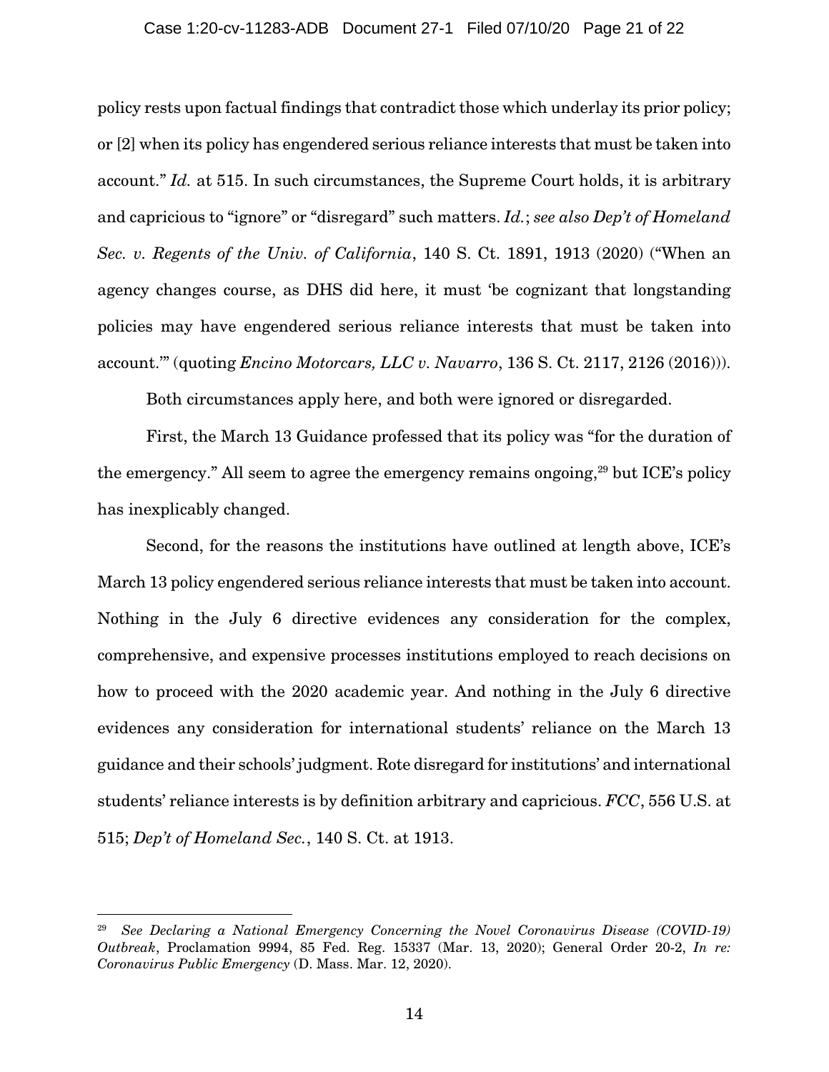policy rests upon factual findings that contradict those which underlay its prior policy; or [2] when its policy has engendered serious reliance interests that must be taken into account." *Id.* at 515. In such circumstances, the Supreme Court holds, it is arbitrary and capricious to "ignore" or "disregard" such matters. *Id.*; *see also Dep't of Homeland Sec. v. Regents of the Univ. of California*, 140 S. Ct. 1891, 1913 (2020) ("When an agency changes course, as DHS did here, it must 'be cognizant that longstanding policies may have engendered serious reliance interests that must be taken into account.'" (quoting *Encino Motorcars, LLC v. Navarro*, 136 S. Ct. 2117, 2126 (2016))).

Both circumstances apply here, and both were ignored or disregarded.

First, the March 13 Guidance professed that its policy was "for the duration of the emergency." All seem to agree the emergency remains ongoing,[29] but ICE's policy has inexplicably changed.

Second, for the reasons the institutions have outlined at length above, ICE's March 13 policy engendered serious reliance interests that must be taken into account. Nothing in the July 6 directive evidences any consideration for the complex, comprehensive, and expensive processes institutions employed to reach decisions on how to proceed with the 2020 academic year. And nothing in the July 6 directive evidences any consideration for international students' reliance on the March 13 guidance and their schools' judgment. Rote disregard for institutions' and international students' reliance interests is by definition arbitrary and capricious. *FCC*, 556 U.S. at 515; *Dep't of Homeland Sec.*, 140 S. Ct. at 1913.

---

[29] *See Declaring a National Emergency Concerning the Novel Coronavirus Disease (COVID-19) Outbreak*, Proclamation 9994, 85 Fed. Reg. 15337 (Mar. 13, 2020); General Order 20-2, *In re: Coronavirus Public Emergency* (D. Mass. Mar. 12, 2020).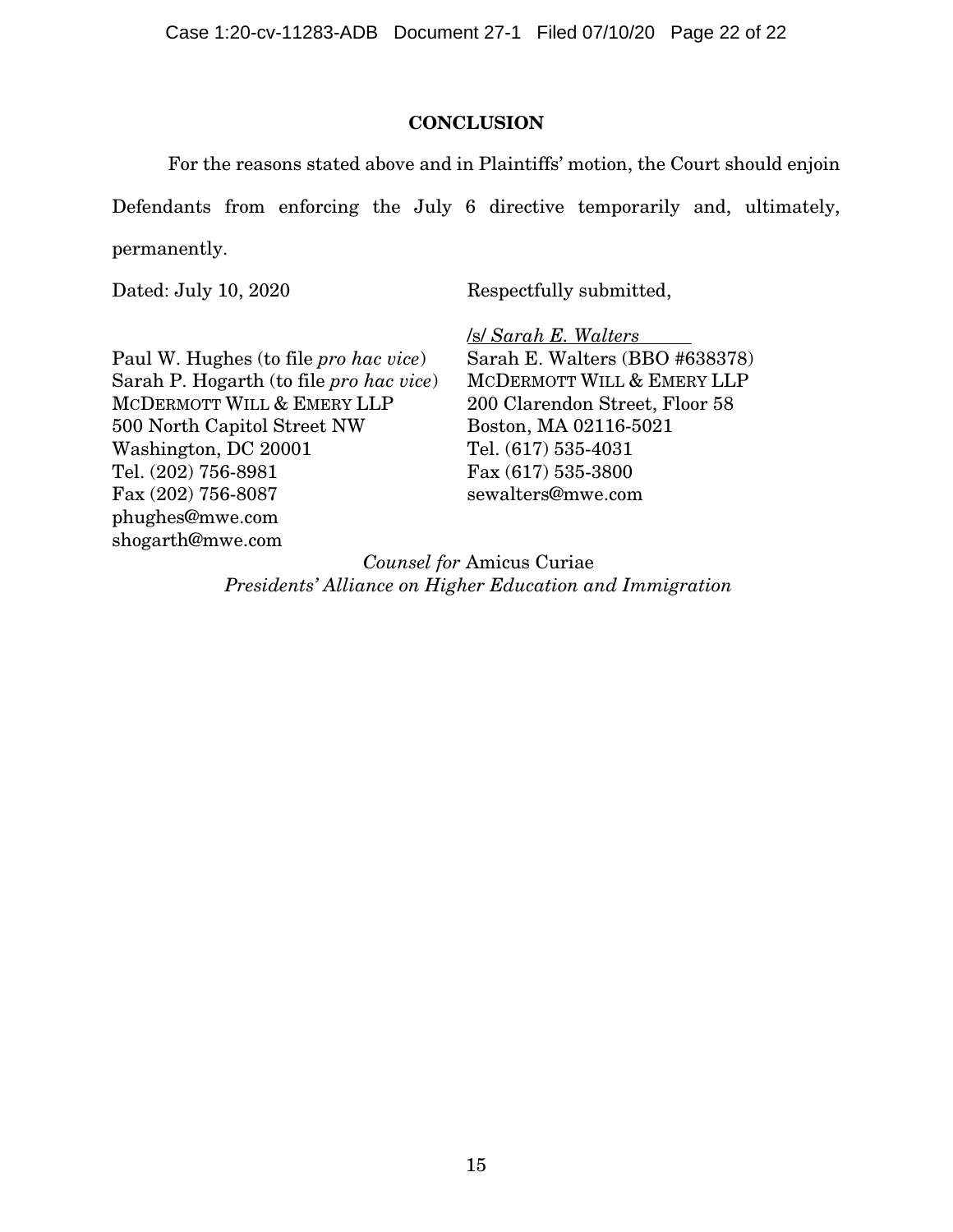## CONCLUSION

For the reasons stated above and in Plaintiffs' motion, the Court should enjoin Defendants from enforcing the July 6 directive temporarily and, ultimately, permanently.

Dated: July 10, 2020

Respectfully submitted,

/s/ *Sarah E. Walters*
Sarah E. Walters (BBO #638378)
MCDERMOTT WILL & EMERY LLP
200 Clarendon Street, Floor 58
Boston, MA 02116-5021
Tel. (617) 535-4031
Fax (617) 535-3800
sewalters@mwe.com

Paul W. Hughes (to file *pro hac vice*)
Sarah P. Hogarth (to file *pro hac vice*)
MCDERMOTT WILL & EMERY LLP
500 North Capitol Street NW
Washington, DC 20001
Tel. (202) 756-8981
Fax (202) 756-8087
phughes@mwe.com
shogarth@mwe.com

*Counsel for* Amicus Curiae
*Presidents' Alliance on Higher Education and Immigration*